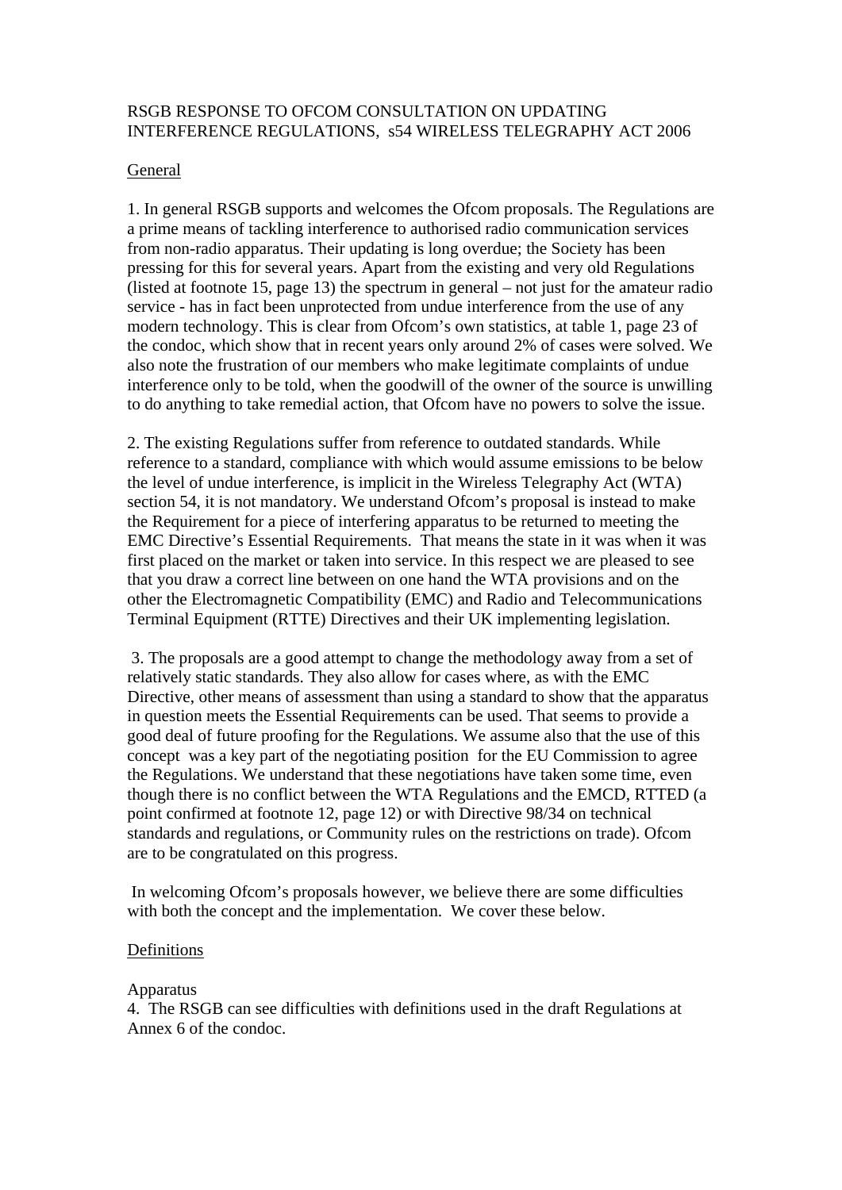# RSGB RESPONSE TO OFCOM CONSULTATION ON UPDATING INTERFERENCE REGULATIONS, s54 WIRELESS TELEGRAPHY ACT 2006

## General

1. In general RSGB supports and welcomes the Ofcom proposals. The Regulations are a prime means of tackling interference to authorised radio communication services from non-radio apparatus. Their updating is long overdue; the Society has been pressing for this for several years. Apart from the existing and very old Regulations (listed at footnote 15, page 13) the spectrum in general – not just for the amateur radio service - has in fact been unprotected from undue interference from the use of any modern technology. This is clear from Ofcom's own statistics, at table 1, page 23 of the condoc, which show that in recent years only around 2% of cases were solved. We also note the frustration of our members who make legitimate complaints of undue interference only to be told, when the goodwill of the owner of the source is unwilling to do anything to take remedial action, that Ofcom have no powers to solve the issue.

2. The existing Regulations suffer from reference to outdated standards. While reference to a standard, compliance with which would assume emissions to be below the level of undue interference, is implicit in the Wireless Telegraphy Act (WTA) section 54, it is not mandatory. We understand Ofcom's proposal is instead to make the Requirement for a piece of interfering apparatus to be returned to meeting the EMC Directive's Essential Requirements. That means the state in it was when it was first placed on the market or taken into service. In this respect we are pleased to see that you draw a correct line between on one hand the WTA provisions and on the other the Electromagnetic Compatibility (EMC) and Radio and Telecommunications Terminal Equipment (RTTE) Directives and their UK implementing legislation.

3. The proposals are a good attempt to change the methodology away from a set of relatively static standards. They also allow for cases where, as with the EMC Directive, other means of assessment than using a standard to show that the apparatus in question meets the Essential Requirements can be used. That seems to provide a good deal of future proofing for the Regulations. We assume also that the use of this concept was a key part of the negotiating position for the EU Commission to agree the Regulations. We understand that these negotiations have taken some time, even though there is no conflict between the WTA Regulations and the EMCD, RTTED (a point confirmed at footnote 12, page 12) or with Directive 98/34 on technical standards and regulations, or Community rules on the restrictions on trade). Ofcom are to be congratulated on this progress.

In welcoming Ofcom's proposals however, we believe there are some difficulties with both the concept and the implementation. We cover these below.

## Definitions

### Apparatus

4. The RSGB can see difficulties with definitions used in the draft Regulations at Annex 6 of the condoc.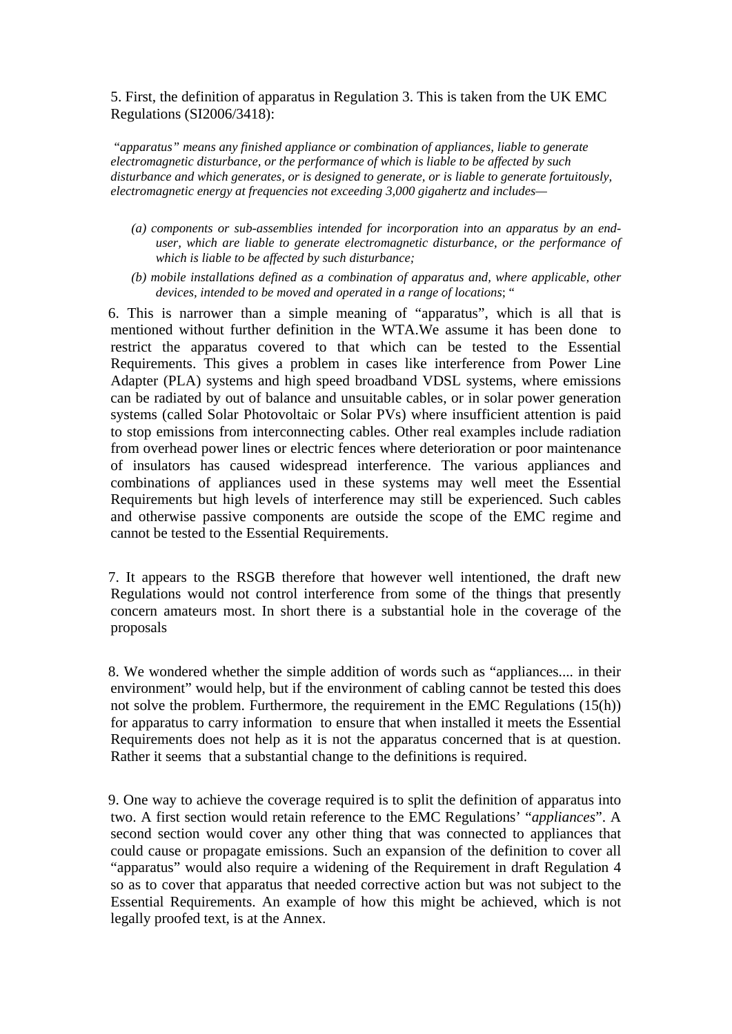5. First, the definition of apparatus in Regulation 3. This is taken from the UK EMC Regulations (SI2006/3418):

*"apparatus" means any finished appliance or combination of appliances, liable to generate electromagnetic disturbance, or the performance of which is liable to be affected by such disturbance and which generates, or is designed to generate, or is liable to generate fortuitously, electromagnetic energy at frequencies not exceeding 3,000 gigahertz and includes—*

- *(a) components or sub-assemblies intended for incorporation into an apparatus by an end-user, which are liable to generate electromagnetic disturbance, or the performance of which is liable to be affected by such disturbance;*
- *(b) mobile installations defined as a combination of apparatus and, where applicable, other devices, intended to be moved and operated in a range of locations*; "

6. This is narrower than a simple meaning of "apparatus", which is all that is mentioned without further definition in the WTA.We assume it has been done to restrict the apparatus covered to that which can be tested to the Essential Requirements. This gives a problem in cases like interference from Power Line Adapter (PLA) systems and high speed broadband VDSL systems, where emissions can be radiated by out of balance and unsuitable cables, or in solar power generation systems (called Solar Photovoltaic or Solar PVs) where insufficient attention is paid to stop emissions from interconnecting cables. Other real examples include radiation from overhead power lines or electric fences where deterioration or poor maintenance of insulators has caused widespread interference. The various appliances and combinations of appliances used in these systems may well meet the Essential Requirements but high levels of interference may still be experienced. Such cables and otherwise passive components are outside the scope of the EMC regime and cannot be tested to the Essential Requirements.

7. It appears to the RSGB therefore that however well intentioned, the draft new Regulations would not control interference from some of the things that presently concern amateurs most. In short there is a substantial hole in the coverage of the proposals

8. We wondered whether the simple addition of words such as "appliances.... in their environment" would help, but if the environment of cabling cannot be tested this does not solve the problem. Furthermore, the requirement in the EMC Regulations (15(h)) for apparatus to carry information to ensure that when installed it meets the Essential Requirements does not help as it is not the apparatus concerned that is at question. Rather it seems that a substantial change to the definitions is required.

9. One way to achieve the coverage required is to split the definition of apparatus into two. A first section would retain reference to the EMC Regulations' "*appliances*". A second section would cover any other thing that was connected to appliances that could cause or propagate emissions. Such an expansion of the definition to cover all "apparatus" would also require a widening of the Requirement in draft Regulation 4 so as to cover that apparatus that needed corrective action but was not subject to the Essential Requirements. An example of how this might be achieved, which is not legally proofed text, is at the Annex.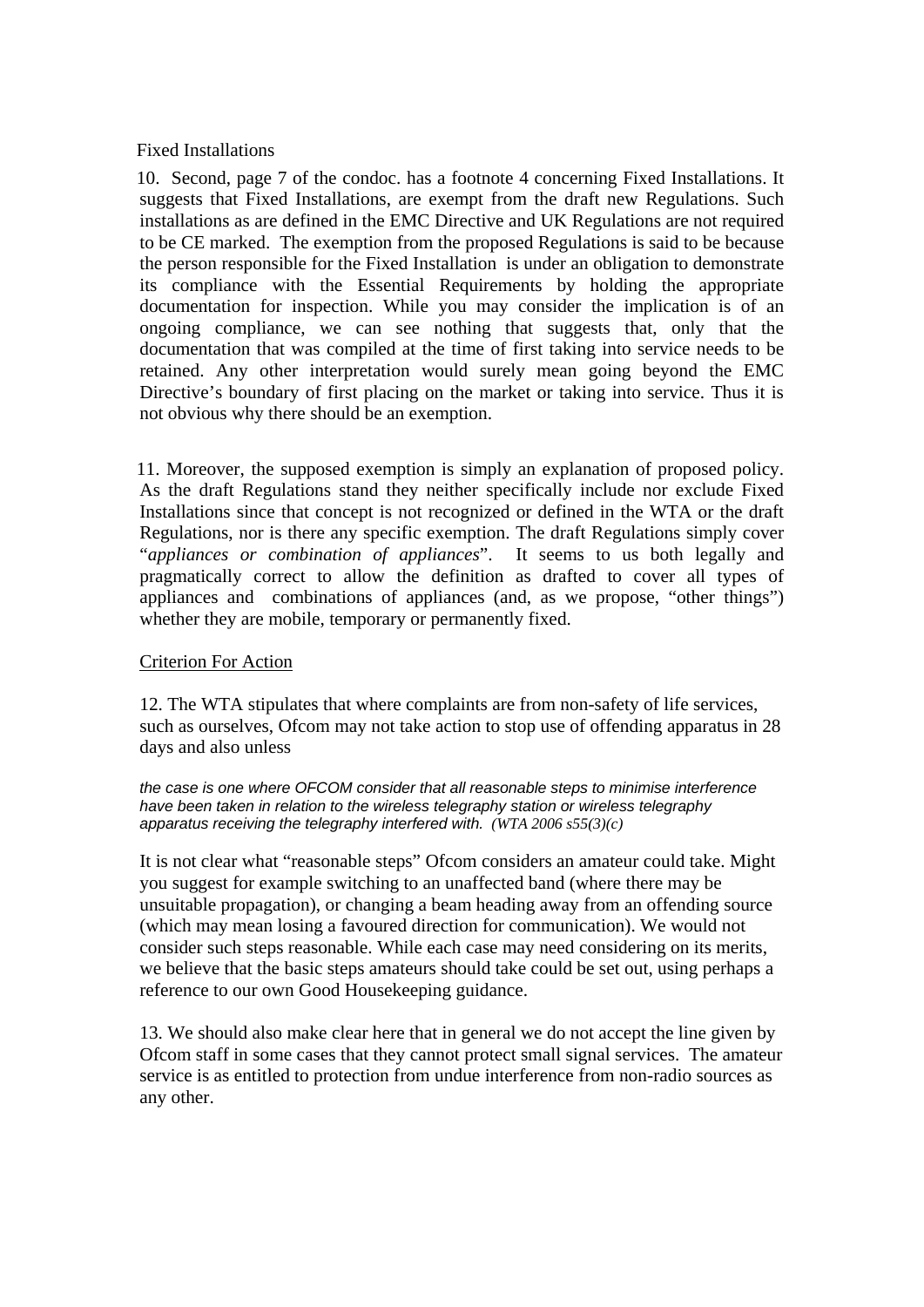Fixed Installations

10. Second, page 7 of the condoc. has a footnote 4 concerning Fixed Installations. It suggests that Fixed Installations, are exempt from the draft new Regulations. Such installations as are defined in the EMC Directive and UK Regulations are not required to be CE marked. The exemption from the proposed Regulations is said to be because the person responsible for the Fixed Installation is under an obligation to demonstrate its compliance with the Essential Requirements by holding the appropriate documentation for inspection. While you may consider the implication is of an ongoing compliance, we can see nothing that suggests that, only that the documentation that was compiled at the time of first taking into service needs to be retained. Any other interpretation would surely mean going beyond the EMC Directive's boundary of first placing on the market or taking into service. Thus it is not obvious why there should be an exemption.

11. Moreover, the supposed exemption is simply an explanation of proposed policy. As the draft Regulations stand they neither specifically include nor exclude Fixed Installations since that concept is not recognized or defined in the WTA or the draft Regulations, nor is there any specific exemption. The draft Regulations simply cover "*appliances or combination of appliances*". It seems to us both legally and pragmatically correct to allow the definition as drafted to cover all types of appliances and combinations of appliances (and, as we propose, "other things") whether they are mobile, temporary or permanently fixed.

Criterion For Action

12. The WTA stipulates that where complaints are from non-safety of life services, such as ourselves, Ofcom may not take action to stop use of offending apparatus in 28 days and also unless

> *the case is one where OFCOM consider that all reasonable steps to minimise interference have been taken in relation to the wireless telegraphy station or wireless telegraphy apparatus receiving the telegraphy interfered with. (WTA 2006 s55(3)(c)*

It is not clear what "reasonable steps" Ofcom considers an amateur could take. Might you suggest for example switching to an unaffected band (where there may be unsuitable propagation), or changing a beam heading away from an offending source (which may mean losing a favoured direction for communication). We would not consider such steps reasonable. While each case may need considering on its merits, we believe that the basic steps amateurs should take could be set out, using perhaps a reference to our own Good Housekeeping guidance.

13. We should also make clear here that in general we do not accept the line given by Ofcom staff in some cases that they cannot protect small signal services. The amateur service is as entitled to protection from undue interference from non-radio sources as any other.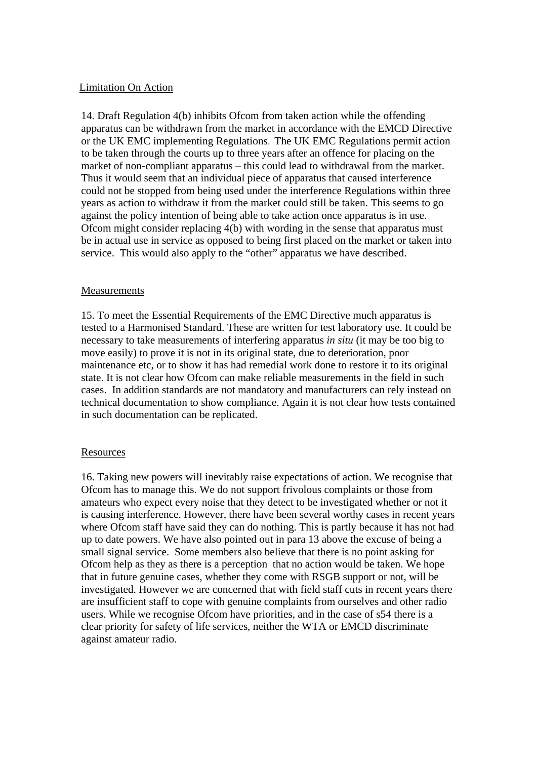Limitation On Action

14. Draft Regulation 4(b) inhibits Ofcom from taken action while the offending apparatus can be withdrawn from the market in accordance with the EMCD Directive or the UK EMC implementing Regulations. The UK EMC Regulations permit action to be taken through the courts up to three years after an offence for placing on the market of non-compliant apparatus – this could lead to withdrawal from the market. Thus it would seem that an individual piece of apparatus that caused interference could not be stopped from being used under the interference Regulations within three years as action to withdraw it from the market could still be taken. This seems to go against the policy intention of being able to take action once apparatus is in use. Ofcom might consider replacing 4(b) with wording in the sense that apparatus must be in actual use in service as opposed to being first placed on the market or taken into service. This would also apply to the "other" apparatus we have described.

Measurements

15. To meet the Essential Requirements of the EMC Directive much apparatus is tested to a Harmonised Standard. These are written for test laboratory use. It could be necessary to take measurements of interfering apparatus *in situ* (it may be too big to move easily) to prove it is not in its original state, due to deterioration, poor maintenance etc, or to show it has had remedial work done to restore it to its original state. It is not clear how Ofcom can make reliable measurements in the field in such cases. In addition standards are not mandatory and manufacturers can rely instead on technical documentation to show compliance. Again it is not clear how tests contained in such documentation can be replicated.

Resources

16. Taking new powers will inevitably raise expectations of action. We recognise that Ofcom has to manage this. We do not support frivolous complaints or those from amateurs who expect every noise that they detect to be investigated whether or not it is causing interference. However, there have been several worthy cases in recent years where Ofcom staff have said they can do nothing. This is partly because it has not had up to date powers. We have also pointed out in para 13 above the excuse of being a small signal service. Some members also believe that there is no point asking for Ofcom help as they as there is a perception that no action would be taken. We hope that in future genuine cases, whether they come with RSGB support or not, will be investigated. However we are concerned that with field staff cuts in recent years there are insufficient staff to cope with genuine complaints from ourselves and other radio users. While we recognise Ofcom have priorities, and in the case of s54 there is a clear priority for safety of life services, neither the WTA or EMCD discriminate against amateur radio.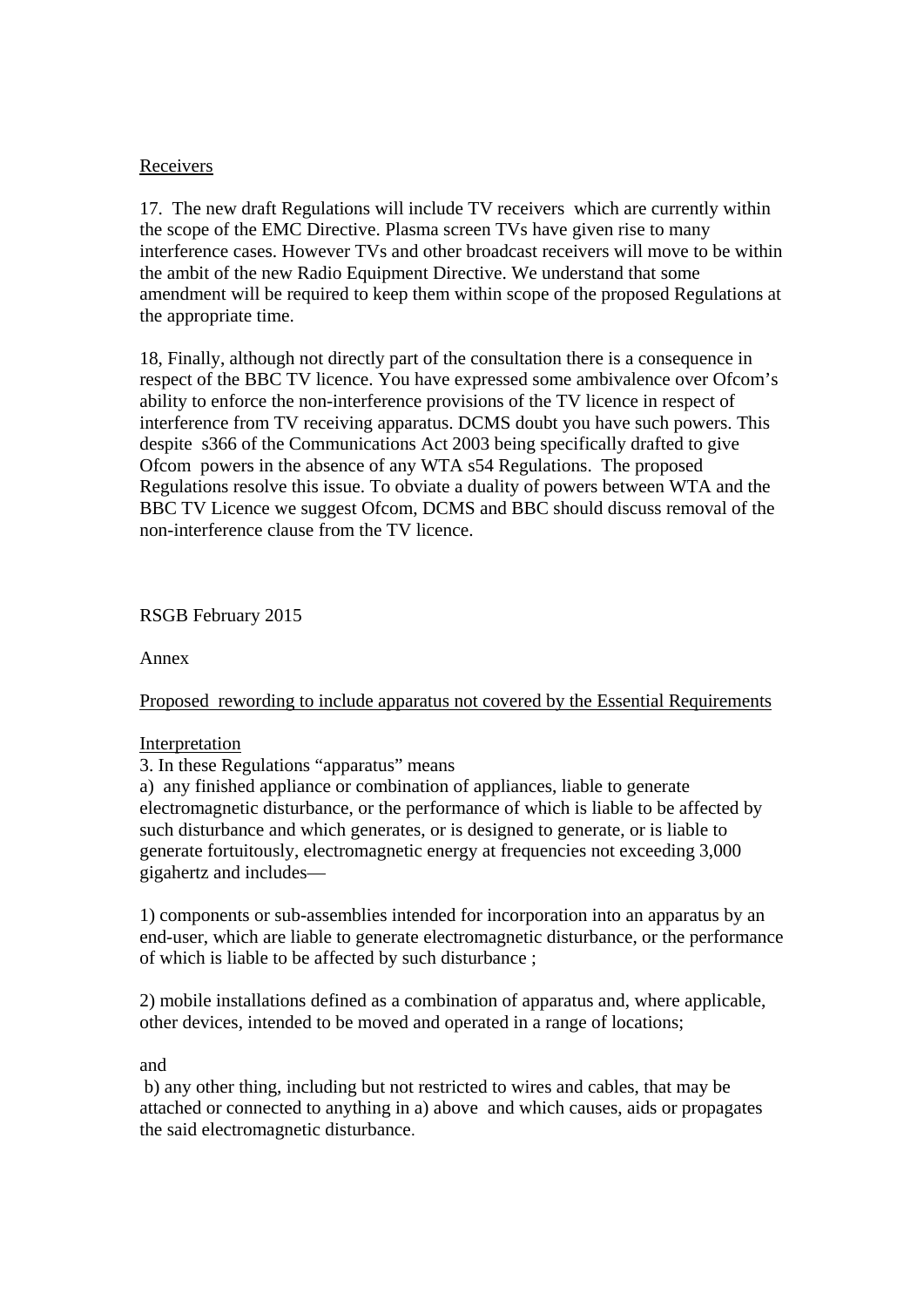Receivers

17. The new draft Regulations will include TV receivers which are currently within the scope of the EMC Directive. Plasma screen TVs have given rise to many interference cases. However TVs and other broadcast receivers will move to be within the ambit of the new Radio Equipment Directive. We understand that some amendment will be required to keep them within scope of the proposed Regulations at the appropriate time.

18, Finally, although not directly part of the consultation there is a consequence in respect of the BBC TV licence. You have expressed some ambivalence over Ofcom's ability to enforce the non-interference provisions of the TV licence in respect of interference from TV receiving apparatus. DCMS doubt you have such powers. This despite s366 of the Communications Act 2003 being specifically drafted to give Ofcom powers in the absence of any WTA s54 Regulations. The proposed Regulations resolve this issue. To obviate a duality of powers between WTA and the BBC TV Licence we suggest Ofcom, DCMS and BBC should discuss removal of the non-interference clause from the TV licence.

RSGB February 2015

Annex

Proposed rewording to include apparatus not covered by the Essential Requirements

Interpretation

3. In these Regulations "apparatus" means

a) any finished appliance or combination of appliances, liable to generate electromagnetic disturbance, or the performance of which is liable to be affected by such disturbance and which generates, or is designed to generate, or is liable to generate fortuitously, electromagnetic energy at frequencies not exceeding 3,000 gigahertz and includes—

1) components or sub-assemblies intended for incorporation into an apparatus by an end-user, which are liable to generate electromagnetic disturbance, or the performance of which is liable to be affected by such disturbance ;

2) mobile installations defined as a combination of apparatus and, where applicable, other devices, intended to be moved and operated in a range of locations;

and

b) any other thing, including but not restricted to wires and cables, that may be attached or connected to anything in a) above and which causes, aids or propagates the said electromagnetic disturbance.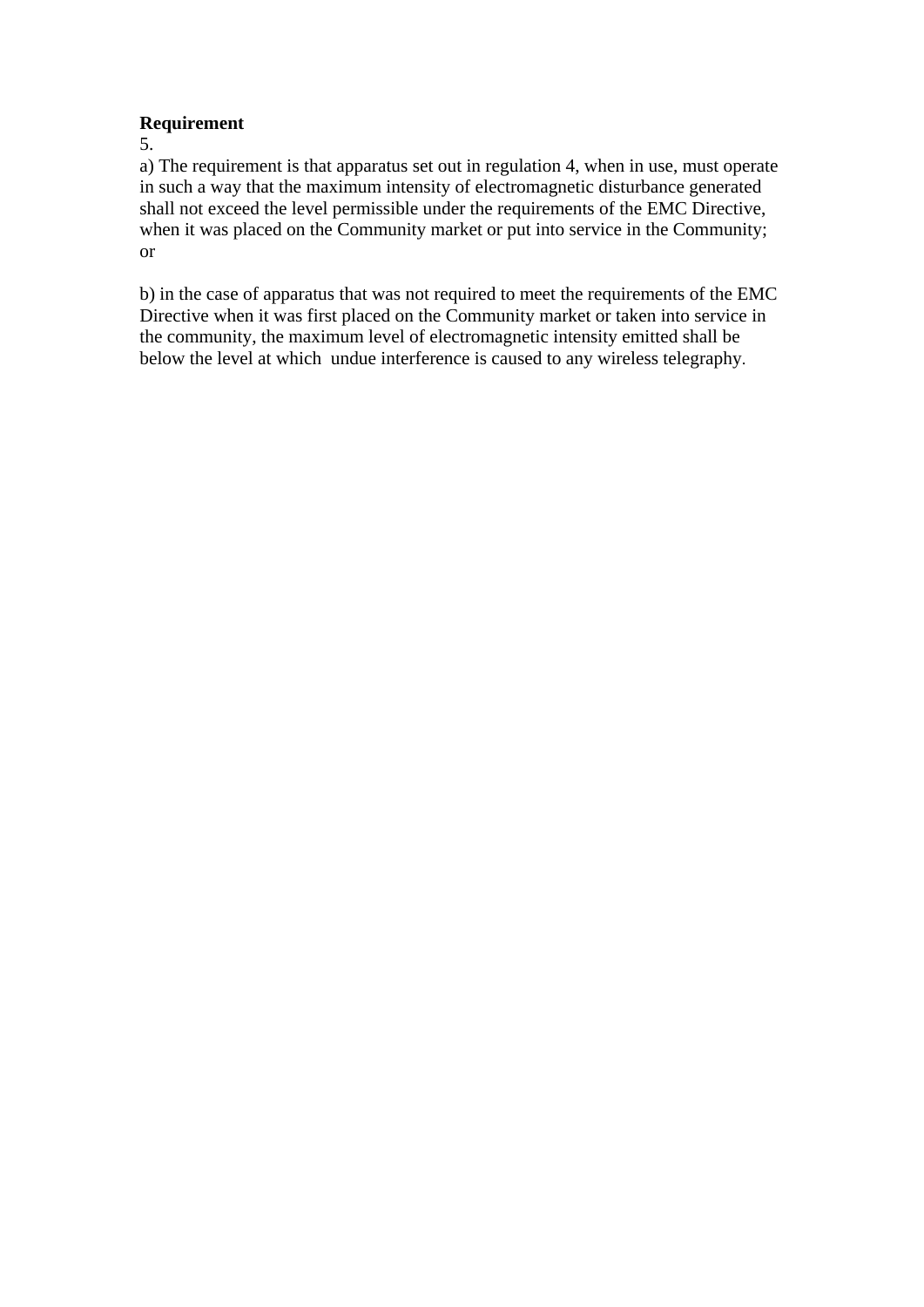**Requirement**

5.

a) The requirement is that apparatus set out in regulation 4, when in use, must operate in such a way that the maximum intensity of electromagnetic disturbance generated shall not exceed the level permissible under the requirements of the EMC Directive, when it was placed on the Community market or put into service in the Community; or

b) in the case of apparatus that was not required to meet the requirements of the EMC Directive when it was first placed on the Community market or taken into service in the community, the maximum level of electromagnetic intensity emitted shall be below the level at which undue interference is caused to any wireless telegraphy.